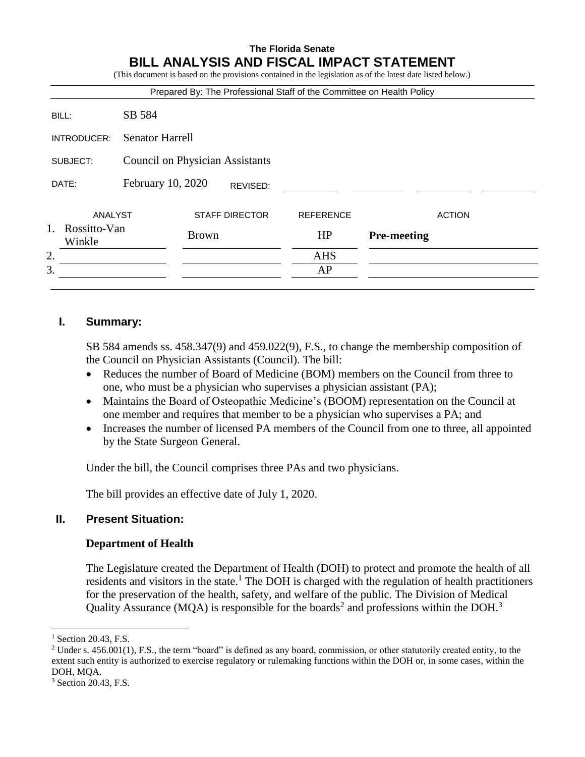**The Florida Senate**

# BILL ANALYSIS AND FISCAL IMPACT STATEMENT

(This document is based on the provisions contained in the legislation as of the latest date listed below.)

Prepared By: The Professional Staff of the Committee on Health Policy

| | |
|---|---|
| BILL: | SB 584 |
| INTRODUCER: | Senator Harrell |
| SUBJECT: | Council on Physician Assistants |
| DATE: | February 10, 2020 REVISED: |

| | ANALYST | STAFF DIRECTOR | REFERENCE | ACTION |
|---|---|---|---|---|
| 1. | Rossitto-Van Winkle | Brown | HP | **Pre-meeting** |
| 2. | | | AHS | |
| 3. | | | AP | |

## I. Summary:

SB 584 amends ss. 458.347(9) and 459.022(9), F.S., to change the membership composition of the Council on Physician Assistants (Council). The bill:

- Reduces the number of Board of Medicine (BOM) members on the Council from three to one, who must be a physician who supervises a physician assistant (PA);
- Maintains the Board of Osteopathic Medicine's (BOOM) representation on the Council at one member and requires that member to be a physician who supervises a PA; and
- Increases the number of licensed PA members of the Council from one to three, all appointed by the State Surgeon General.

Under the bill, the Council comprises three PAs and two physicians.

The bill provides an effective date of July 1, 2020.

## II. Present Situation:

### Department of Health

The Legislature created the Department of Health (DOH) to protect and promote the health of all residents and visitors in the state.[1] The DOH is charged with the regulation of health practitioners for the preservation of the health, safety, and welfare of the public. The Division of Medical Quality Assurance (MQA) is responsible for the boards[2] and professions within the DOH.[3]

[1] Section 20.43, F.S.

[2] Under s. 456.001(1), F.S., the term "board" is defined as any board, commission, or other statutorily created entity, to the extent such entity is authorized to exercise regulatory or rulemaking functions within the DOH or, in some cases, within the DOH, MQA.

[3] Section 20.43, F.S.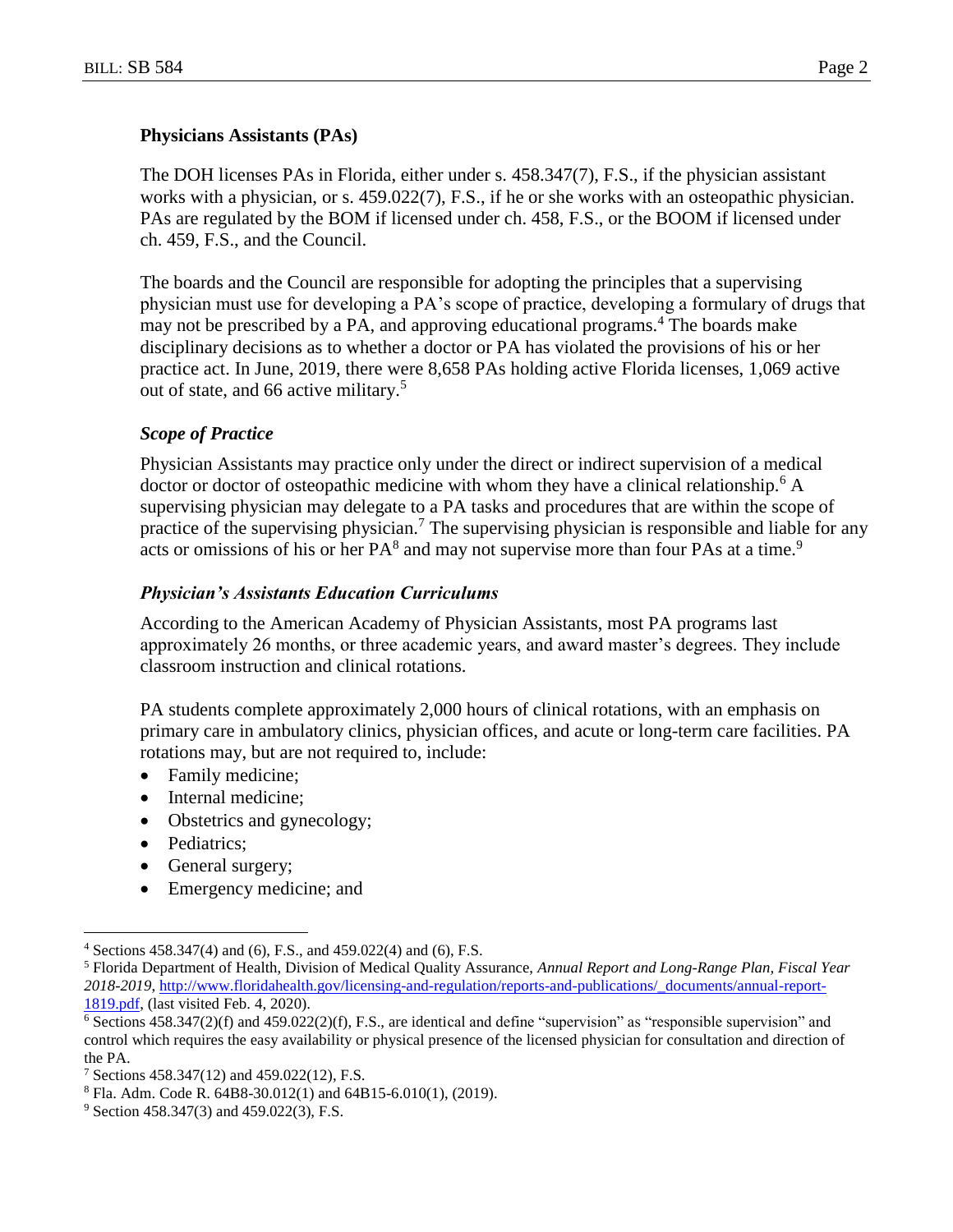### Physicians Assistants (PAs)

The DOH licenses PAs in Florida, either under s. 458.347(7), F.S., if the physician assistant works with a physician, or s. 459.022(7), F.S., if he or she works with an osteopathic physician. PAs are regulated by the BOM if licensed under ch. 458, F.S., or the BOOM if licensed under ch. 459, F.S., and the Council.

The boards and the Council are responsible for adopting the principles that a supervising physician must use for developing a PA's scope of practice, developing a formulary of drugs that may not be prescribed by a PA, and approving educational programs.[4] The boards make disciplinary decisions as to whether a doctor or PA has violated the provisions of his or her practice act. In June, 2019, there were 8,658 PAs holding active Florida licenses, 1,069 active out of state, and 66 active military.[5]

#### *Scope of Practice*

Physician Assistants may practice only under the direct or indirect supervision of a medical doctor or doctor of osteopathic medicine with whom they have a clinical relationship.[6] A supervising physician may delegate to a PA tasks and procedures that are within the scope of practice of the supervising physician.[7] The supervising physician is responsible and liable for any acts or omissions of his or her PA[8] and may not supervise more than four PAs at a time.[9]

#### *Physician's Assistants Education Curriculums*

According to the American Academy of Physician Assistants, most PA programs last approximately 26 months, or three academic years, and award master's degrees. They include classroom instruction and clinical rotations.

PA students complete approximately 2,000 hours of clinical rotations, with an emphasis on primary care in ambulatory clinics, physician offices, and acute or long-term care facilities. PA rotations may, but are not required to, include:

- Family medicine;
- Internal medicine;
- Obstetrics and gynecology;
- Pediatrics;
- General surgery;
- Emergency medicine; and

---

[4] Sections 458.347(4) and (6), F.S., and 459.022(4) and (6), F.S.

[5] Florida Department of Health, Division of Medical Quality Assurance, *Annual Report and Long-Range Plan, Fiscal Year 2018-2019*, http://www.floridahealth.gov/licensing-and-regulation/reports-and-publications/_documents/annual-report-1819.pdf, (last visited Feb. 4, 2020).

[6] Sections 458.347(2)(f) and 459.022(2)(f), F.S., are identical and define "supervision" as "responsible supervision" and control which requires the easy availability or physical presence of the licensed physician for consultation and direction of the PA.

[7] Sections 458.347(12) and 459.022(12), F.S.

[8] Fla. Adm. Code R. 64B8-30.012(1) and 64B15-6.010(1), (2019).

[9] Section 458.347(3) and 459.022(3), F.S.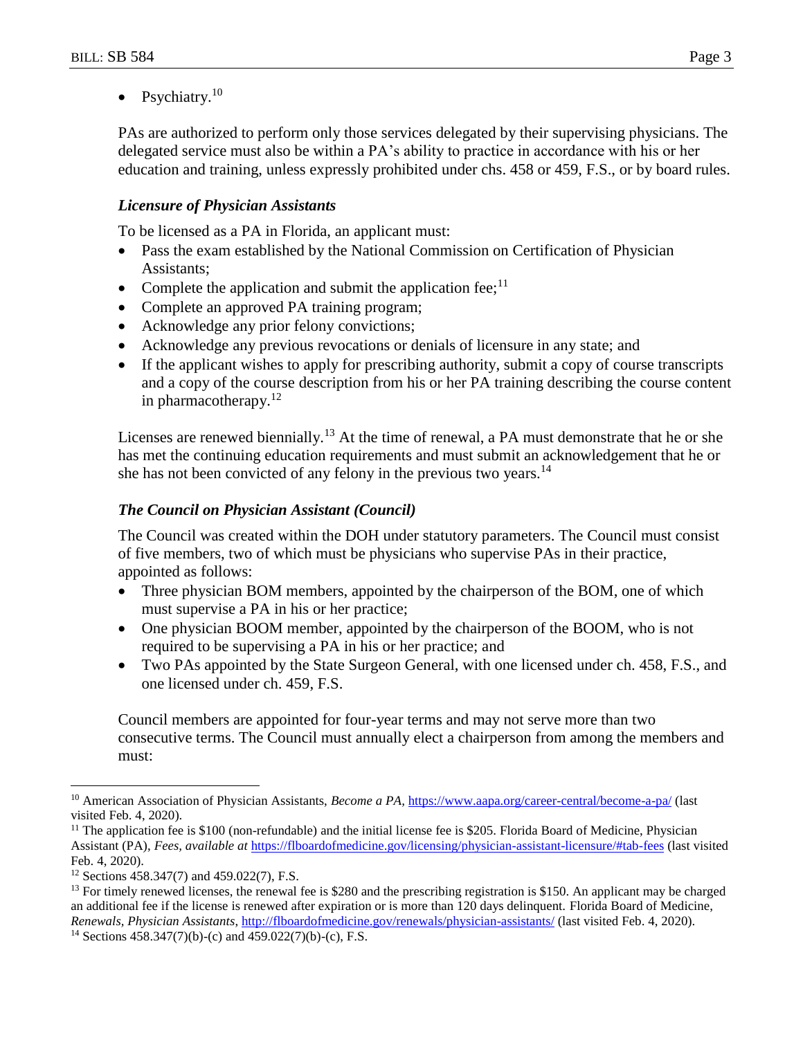- Psychiatry.[10]

PAs are authorized to perform only those services delegated by their supervising physicians. The delegated service must also be within a PA's ability to practice in accordance with his or her education and training, unless expressly prohibited under chs. 458 or 459, F.S., or by board rules.

### *Licensure of Physician Assistants*

To be licensed as a PA in Florida, an applicant must:

- Pass the exam established by the National Commission on Certification of Physician Assistants;
- Complete the application and submit the application fee;[11]
- Complete an approved PA training program;
- Acknowledge any prior felony convictions;
- Acknowledge any previous revocations or denials of licensure in any state; and
- If the applicant wishes to apply for prescribing authority, submit a copy of course transcripts and a copy of the course description from his or her PA training describing the course content in pharmacotherapy.[12]

Licenses are renewed biennially.[13] At the time of renewal, a PA must demonstrate that he or she has met the continuing education requirements and must submit an acknowledgement that he or she has not been convicted of any felony in the previous two years.[14]

### *The Council on Physician Assistant (Council)*

The Council was created within the DOH under statutory parameters. The Council must consist of five members, two of which must be physicians who supervise PAs in their practice, appointed as follows:

- Three physician BOM members, appointed by the chairperson of the BOM, one of which must supervise a PA in his or her practice;
- One physician BOOM member, appointed by the chairperson of the BOOM, who is not required to be supervising a PA in his or her practice; and
- Two PAs appointed by the State Surgeon General, with one licensed under ch. 458, F.S., and one licensed under ch. 459, F.S.

Council members are appointed for four-year terms and may not serve more than two consecutive terms. The Council must annually elect a chairperson from among the members and must:

---

[10] American Association of Physician Assistants, *Become a PA*, https://www.aapa.org/career-central/become-a-pa/ (last visited Feb. 4, 2020).

[11] The application fee is $100 (non-refundable) and the initial license fee is $205. Florida Board of Medicine, Physician Assistant (PA), *Fees, available at* https://flboardofmedicine.gov/licensing/physician-assistant-licensure/#tab-fees (last visited Feb. 4, 2020).

[12] Sections 458.347(7) and 459.022(7), F.S.

[13] For timely renewed licenses, the renewal fee is $280 and the prescribing registration is $150. An applicant may be charged an additional fee if the license is renewed after expiration or is more than 120 days delinquent. Florida Board of Medicine, *Renewals, Physician Assistants*, http://flboardofmedicine.gov/renewals/physician-assistants/ (last visited Feb. 4, 2020).

[14] Sections 458.347(7)(b)-(c) and 459.022(7)(b)-(c), F.S.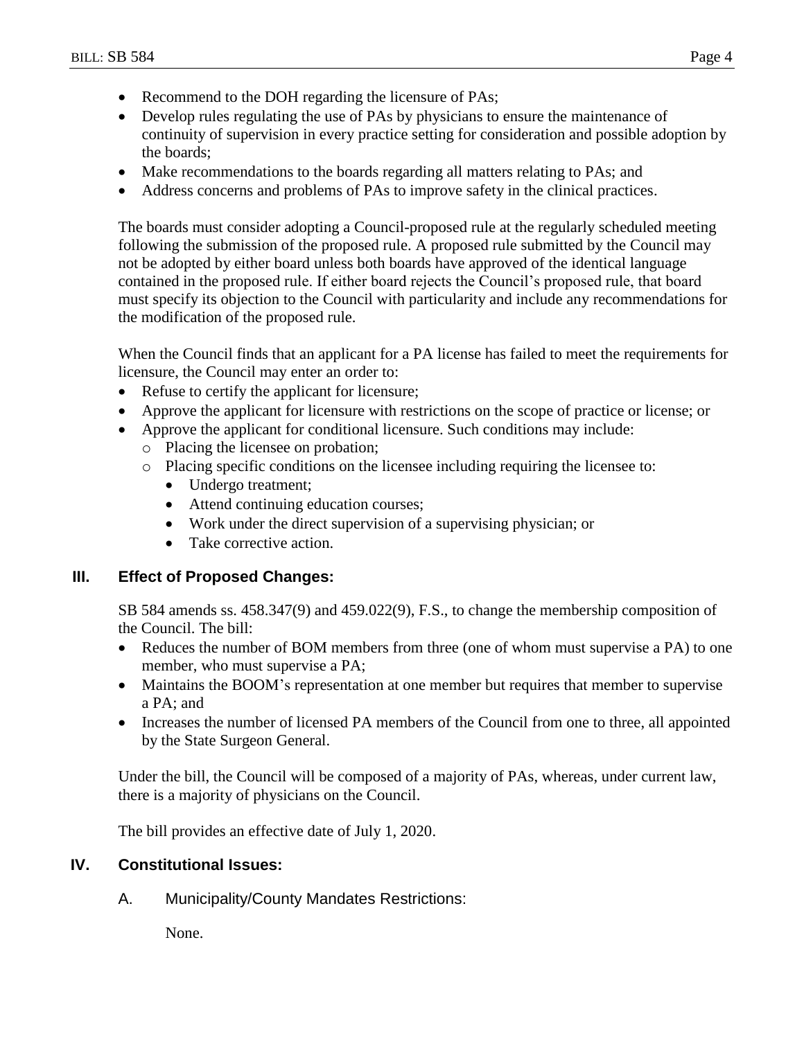- Recommend to the DOH regarding the licensure of PAs;
- Develop rules regulating the use of PAs by physicians to ensure the maintenance of continuity of supervision in every practice setting for consideration and possible adoption by the boards;
- Make recommendations to the boards regarding all matters relating to PAs; and
- Address concerns and problems of PAs to improve safety in the clinical practices.

The boards must consider adopting a Council-proposed rule at the regularly scheduled meeting following the submission of the proposed rule. A proposed rule submitted by the Council may not be adopted by either board unless both boards have approved of the identical language contained in the proposed rule. If either board rejects the Council's proposed rule, that board must specify its objection to the Council with particularity and include any recommendations for the modification of the proposed rule.

When the Council finds that an applicant for a PA license has failed to meet the requirements for licensure, the Council may enter an order to:

- Refuse to certify the applicant for licensure;
- Approve the applicant for licensure with restrictions on the scope of practice or license; or
- Approve the applicant for conditional licensure. Such conditions may include:
  - Placing the licensee on probation;
  - Placing specific conditions on the licensee including requiring the licensee to:
    - Undergo treatment;
    - Attend continuing education courses;
    - Work under the direct supervision of a supervising physician; or
    - Take corrective action.

## III. Effect of Proposed Changes:

SB 584 amends ss. 458.347(9) and 459.022(9), F.S., to change the membership composition of the Council. The bill:

- Reduces the number of BOM members from three (one of whom must supervise a PA) to one member, who must supervise a PA;
- Maintains the BOOM's representation at one member but requires that member to supervise a PA; and
- Increases the number of licensed PA members of the Council from one to three, all appointed by the State Surgeon General.

Under the bill, the Council will be composed of a majority of PAs, whereas, under current law, there is a majority of physicians on the Council.

The bill provides an effective date of July 1, 2020.

## IV. Constitutional Issues:

### A. Municipality/County Mandates Restrictions:

None.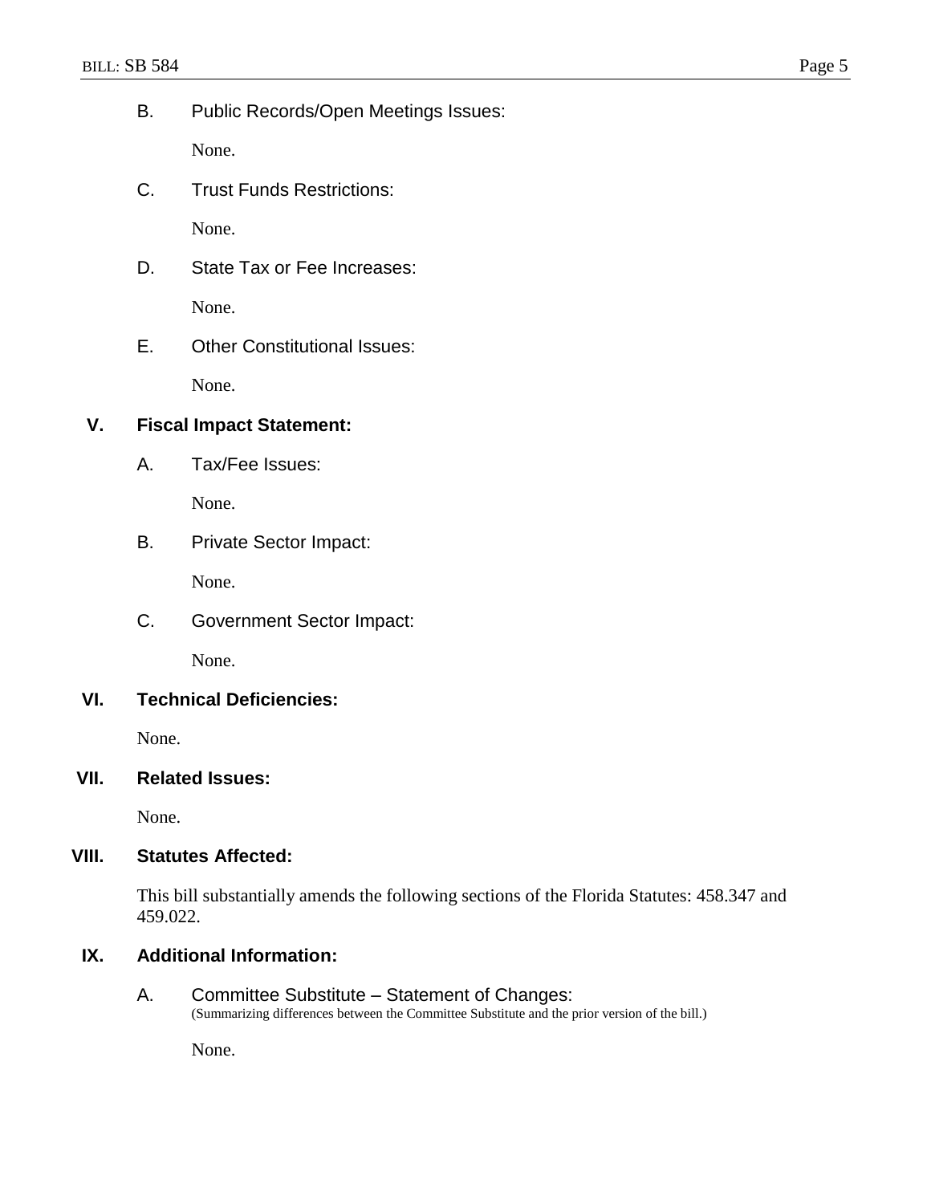B. Public Records/Open Meetings Issues:

None.

C. Trust Funds Restrictions:

None.

D. State Tax or Fee Increases:

None.

E. Other Constitutional Issues:

None.

## V. Fiscal Impact Statement:

A. Tax/Fee Issues:

None.

B. Private Sector Impact:

None.

C. Government Sector Impact:

None.

## VI. Technical Deficiencies:

None.

## VII. Related Issues:

None.

## VIII. Statutes Affected:

This bill substantially amends the following sections of the Florida Statutes: 458.347 and 459.022.

## IX. Additional Information:

A. Committee Substitute – Statement of Changes:
(Summarizing differences between the Committee Substitute and the prior version of the bill.)

None.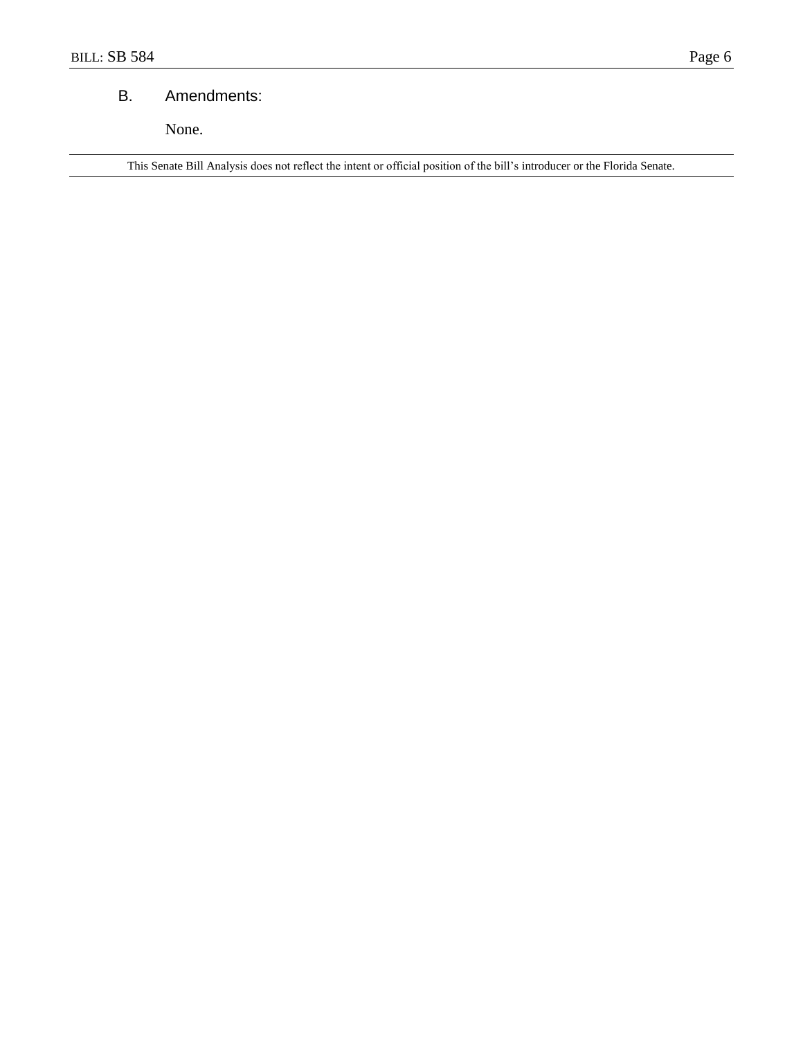### B. Amendments:

None.

---

This Senate Bill Analysis does not reflect the intent or official position of the bill's introducer or the Florida Senate.

---